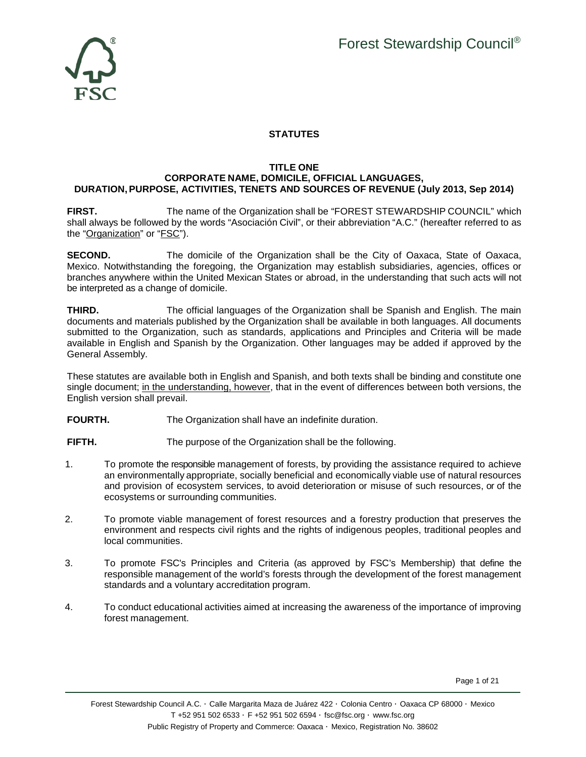# STATUTES

## TITLE ONE
## CORPORATE NAME, DOMICILE, OFFICIAL LANGUAGES, DURATION, PURPOSE, ACTIVITIES, TENETS AND SOURCES OF REVENUE (July 2013, Sep 2014)

**FIRST.** The name of the Organization shall be "FOREST STEWARDSHIP COUNCIL" which shall always be followed by the words "Asociación Civil", or their abbreviation "A.C." (hereafter referred to as the "Organization" or "FSC").

**SECOND.** The domicile of the Organization shall be the City of Oaxaca, State of Oaxaca, Mexico. Notwithstanding the foregoing, the Organization may establish subsidiaries, agencies, offices or branches anywhere within the United Mexican States or abroad, in the understanding that such acts will not be interpreted as a change of domicile.

**THIRD.** The official languages of the Organization shall be Spanish and English. The main documents and materials published by the Organization shall be available in both languages. All documents submitted to the Organization, such as standards, applications and Principles and Criteria will be made available in English and Spanish by the Organization. Other languages may be added if approved by the General Assembly.

These statutes are available both in English and Spanish, and both texts shall be binding and constitute one single document; in the understanding, however, that in the event of differences between both versions, the English version shall prevail.

**FOURTH.** The Organization shall have an indefinite duration.

**FIFTH.** The purpose of the Organization shall be the following.

1. To promote the responsible management of forests, by providing the assistance required to achieve an environmentally appropriate, socially beneficial and economically viable use of natural resources and provision of ecosystem services, to avoid deterioration or misuse of such resources, or of the ecosystems or surrounding communities.
2. To promote viable management of forest resources and a forestry production that preserves the environment and respects civil rights and the rights of indigenous peoples, traditional peoples and local communities.
3. To promote FSC's Principles and Criteria (as approved by FSC's Membership) that define the responsible management of the world's forests through the development of the forest management standards and a voluntary accreditation program.
4. To conduct educational activities aimed at increasing the awareness of the importance of improving forest management.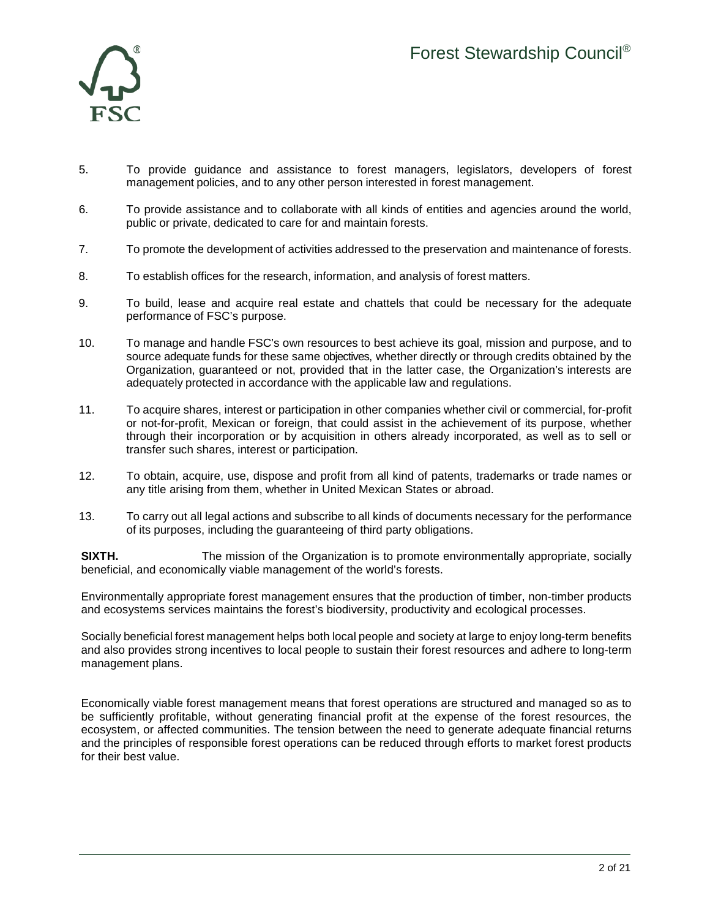5. To provide guidance and assistance to forest managers, legislators, developers of forest management policies, and to any other person interested in forest management.

6. To provide assistance and to collaborate with all kinds of entities and agencies around the world, public or private, dedicated to care for and maintain forests.

7. To promote the development of activities addressed to the preservation and maintenance of forests.

8. To establish offices for the research, information, and analysis of forest matters.

9. To build, lease and acquire real estate and chattels that could be necessary for the adequate performance of FSC's purpose.

10. To manage and handle FSC's own resources to best achieve its goal, mission and purpose, and to source adequate funds for these same objectives, whether directly or through credits obtained by the Organization, guaranteed or not, provided that in the latter case, the Organization's interests are adequately protected in accordance with the applicable law and regulations.

11. To acquire shares, interest or participation in other companies whether civil or commercial, for-profit or not-for-profit, Mexican or foreign, that could assist in the achievement of its purpose, whether through their incorporation or by acquisition in others already incorporated, as well as to sell or transfer such shares, interest or participation.

12. To obtain, acquire, use, dispose and profit from all kind of patents, trademarks or trade names or any title arising from them, whether in United Mexican States or abroad.

13. To carry out all legal actions and subscribe to all kinds of documents necessary for the performance of its purposes, including the guaranteeing of third party obligations.

**SIXTH.** The mission of the Organization is to promote environmentally appropriate, socially beneficial, and economically viable management of the world's forests.

Environmentally appropriate forest management ensures that the production of timber, non-timber products and ecosystems services maintains the forest's biodiversity, productivity and ecological processes.

Socially beneficial forest management helps both local people and society at large to enjoy long-term benefits and also provides strong incentives to local people to sustain their forest resources and adhere to long-term management plans.

Economically viable forest management means that forest operations are structured and managed so as to be sufficiently profitable, without generating financial profit at the expense of the forest resources, the ecosystem, or affected communities. The tension between the need to generate adequate financial returns and the principles of responsible forest operations can be reduced through efforts to market forest products for their best value.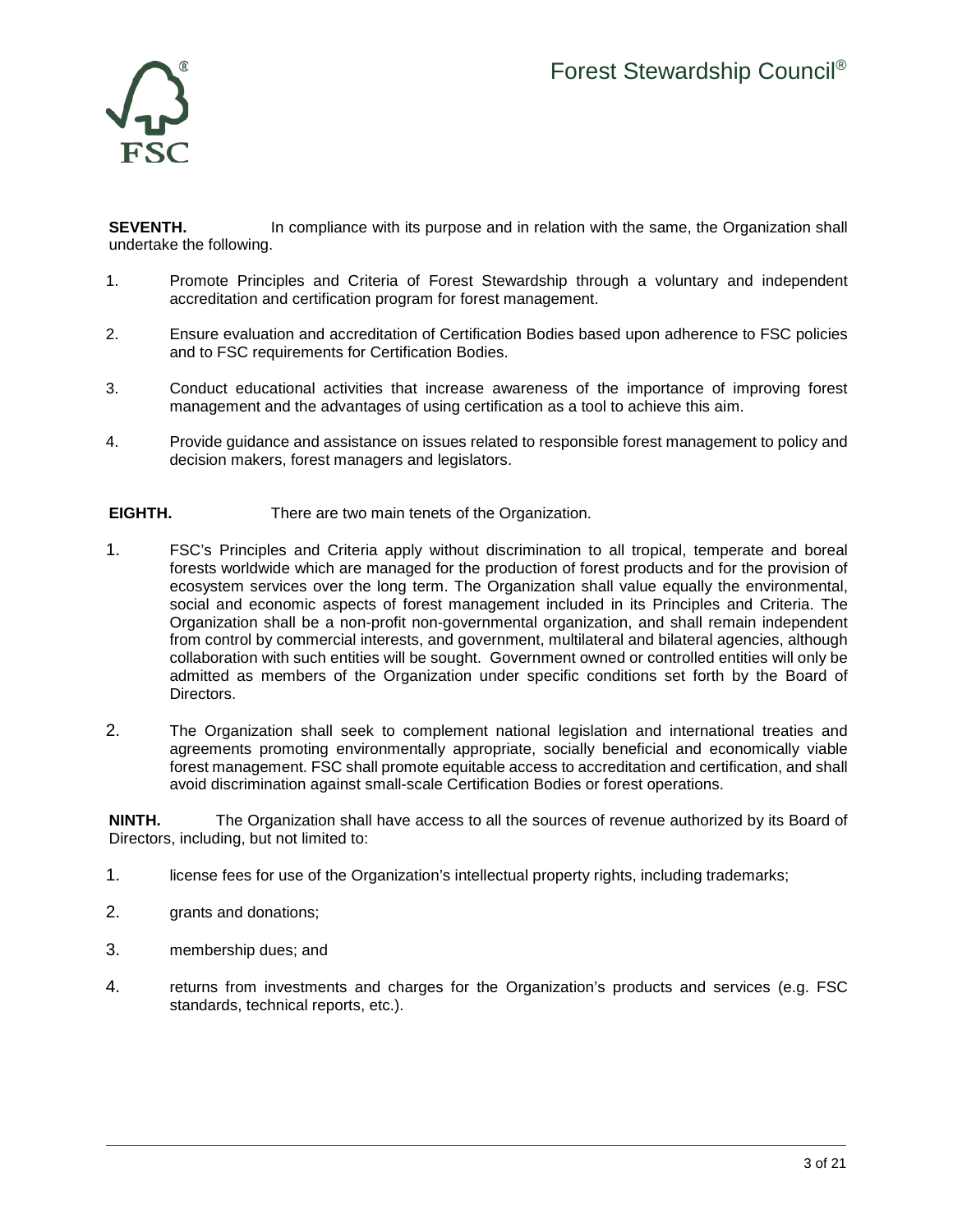**SEVENTH.** In compliance with its purpose and in relation with the same, the Organization shall undertake the following.

1. Promote Principles and Criteria of Forest Stewardship through a voluntary and independent accreditation and certification program for forest management.

2. Ensure evaluation and accreditation of Certification Bodies based upon adherence to FSC policies and to FSC requirements for Certification Bodies.

3. Conduct educational activities that increase awareness of the importance of improving forest management and the advantages of using certification as a tool to achieve this aim.

4. Provide guidance and assistance on issues related to responsible forest management to policy and decision makers, forest managers and legislators.

**EIGHTH.** There are two main tenets of the Organization.

1. FSC's Principles and Criteria apply without discrimination to all tropical, temperate and boreal forests worldwide which are managed for the production of forest products and for the provision of ecosystem services over the long term. The Organization shall value equally the environmental, social and economic aspects of forest management included in its Principles and Criteria. The Organization shall be a non-profit non-governmental organization, and shall remain independent from control by commercial interests, and government, multilateral and bilateral agencies, although collaboration with such entities will be sought. Government owned or controlled entities will only be admitted as members of the Organization under specific conditions set forth by the Board of Directors.

2. The Organization shall seek to complement national legislation and international treaties and agreements promoting environmentally appropriate, socially beneficial and economically viable forest management. FSC shall promote equitable access to accreditation and certification, and shall avoid discrimination against small-scale Certification Bodies or forest operations.

**NINTH.** The Organization shall have access to all the sources of revenue authorized by its Board of Directors, including, but not limited to:

1. license fees for use of the Organization's intellectual property rights, including trademarks;

2. grants and donations;

3. membership dues; and

4. returns from investments and charges for the Organization's products and services (e.g. FSC standards, technical reports, etc.).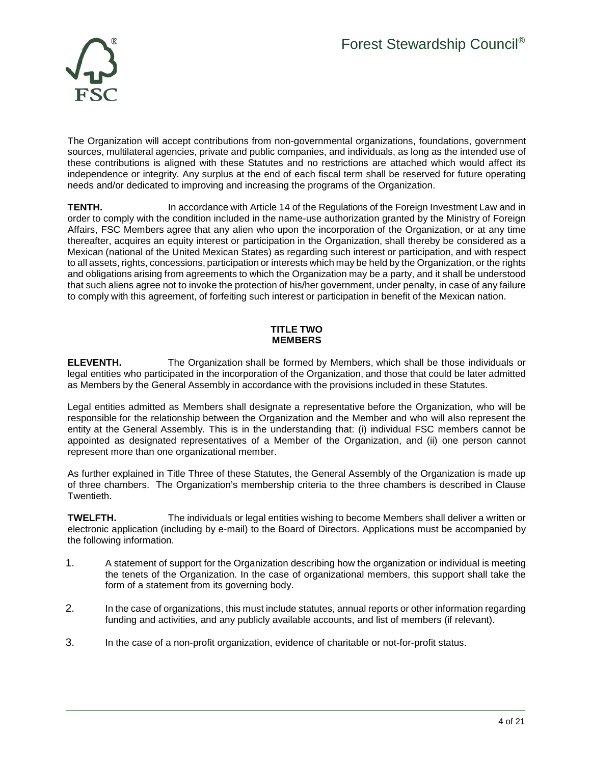The Organization will accept contributions from non-governmental organizations, foundations, government sources, multilateral agencies, private and public companies, and individuals, as long as the intended use of these contributions is aligned with these Statutes and no restrictions are attached which would affect its independence or integrity. Any surplus at the end of each fiscal term shall be reserved for future operating needs and/or dedicated to improving and increasing the programs of the Organization.

**TENTH.** In accordance with Article 14 of the Regulations of the Foreign Investment Law and in order to comply with the condition included in the name-use authorization granted by the Ministry of Foreign Affairs, FSC Members agree that any alien who upon the incorporation of the Organization, or at any time thereafter, acquires an equity interest or participation in the Organization, shall thereby be considered as a Mexican (national of the United Mexican States) as regarding such interest or participation, and with respect to all assets, rights, concessions, participation or interests which may be held by the Organization, or the rights and obligations arising from agreements to which the Organization may be a party, and it shall be understood that such aliens agree not to invoke the protection of his/her government, under penalty, in case of any failure to comply with this agreement, of forfeiting such interest or participation in benefit of the Mexican nation.

## TITLE TWO
## MEMBERS

**ELEVENTH.** The Organization shall be formed by Members, which shall be those individuals or legal entities who participated in the incorporation of the Organization, and those that could be later admitted as Members by the General Assembly in accordance with the provisions included in these Statutes.

Legal entities admitted as Members shall designate a representative before the Organization, who will be responsible for the relationship between the Organization and the Member and who will also represent the entity at the General Assembly. This is in the understanding that: (i) individual FSC members cannot be appointed as designated representatives of a Member of the Organization, and (ii) one person cannot represent more than one organizational member.

As further explained in Title Three of these Statutes, the General Assembly of the Organization is made up of three chambers. The Organization's membership criteria to the three chambers is described in Clause Twentieth.

**TWELFTH.** The individuals or legal entities wishing to become Members shall deliver a written or electronic application (including by e-mail) to the Board of Directors. Applications must be accompanied by the following information.

1. A statement of support for the Organization describing how the organization or individual is meeting the tenets of the Organization. In the case of organizational members, this support shall take the form of a statement from its governing body.

2. In the case of organizations, this must include statutes, annual reports or other information regarding funding and activities, and any publicly available accounts, and list of members (if relevant).

3. In the case of a non-profit organization, evidence of charitable or not-for-profit status.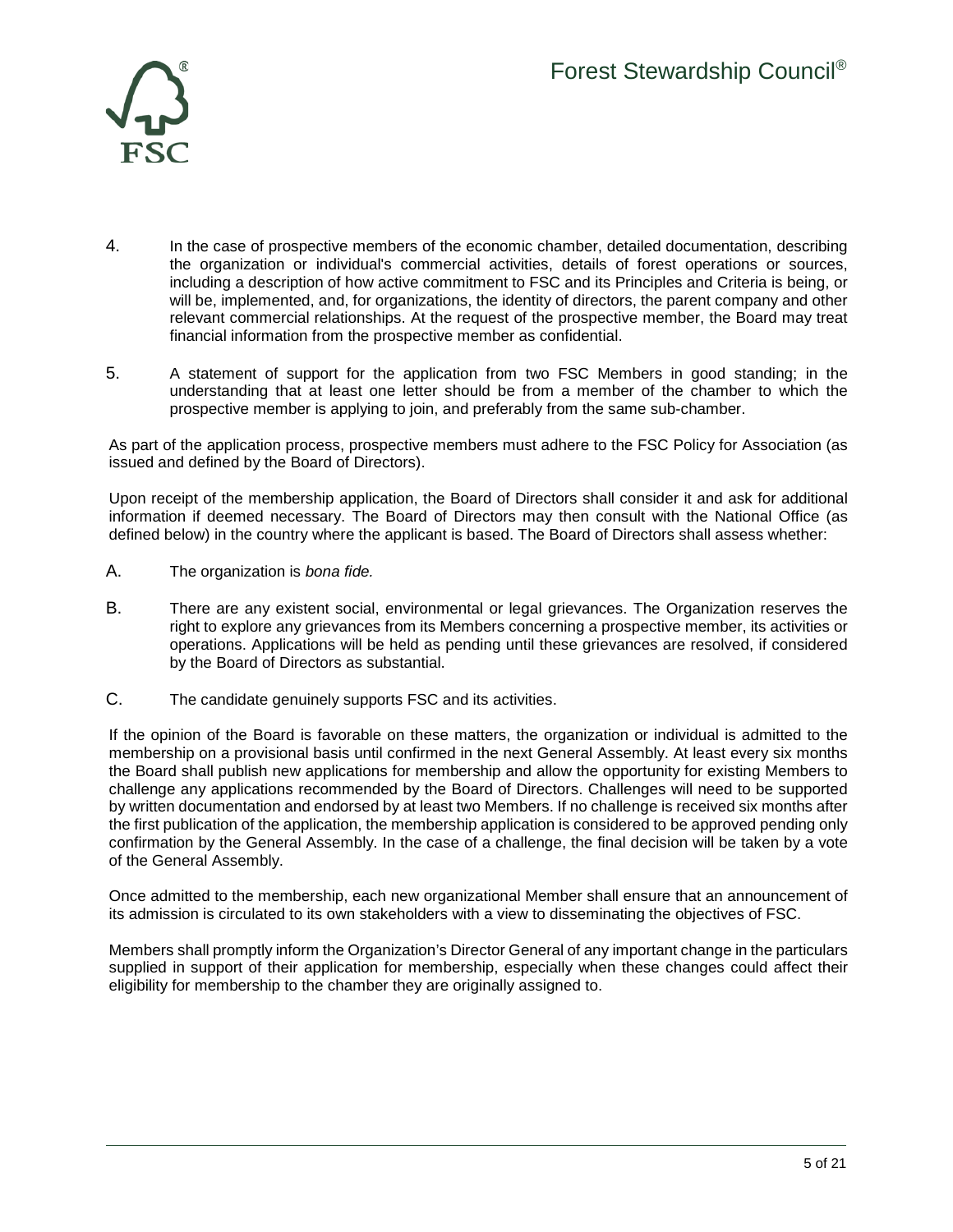4. In the case of prospective members of the economic chamber, detailed documentation, describing the organization or individual's commercial activities, details of forest operations or sources, including a description of how active commitment to FSC and its Principles and Criteria is being, or will be, implemented, and, for organizations, the identity of directors, the parent company and other relevant commercial relationships. At the request of the prospective member, the Board may treat financial information from the prospective member as confidential.

5. A statement of support for the application from two FSC Members in good standing; in the understanding that at least one letter should be from a member of the chamber to which the prospective member is applying to join, and preferably from the same sub-chamber.

As part of the application process, prospective members must adhere to the FSC Policy for Association (as issued and defined by the Board of Directors).

Upon receipt of the membership application, the Board of Directors shall consider it and ask for additional information if deemed necessary. The Board of Directors may then consult with the National Office (as defined below) in the country where the applicant is based. The Board of Directors shall assess whether:

A. The organization is *bona fide.*

B. There are any existent social, environmental or legal grievances. The Organization reserves the right to explore any grievances from its Members concerning a prospective member, its activities or operations. Applications will be held as pending until these grievances are resolved, if considered by the Board of Directors as substantial.

C. The candidate genuinely supports FSC and its activities.

If the opinion of the Board is favorable on these matters, the organization or individual is admitted to the membership on a provisional basis until confirmed in the next General Assembly. At least every six months the Board shall publish new applications for membership and allow the opportunity for existing Members to challenge any applications recommended by the Board of Directors. Challenges will need to be supported by written documentation and endorsed by at least two Members. If no challenge is received six months after the first publication of the application, the membership application is considered to be approved pending only confirmation by the General Assembly. In the case of a challenge, the final decision will be taken by a vote of the General Assembly.

Once admitted to the membership, each new organizational Member shall ensure that an announcement of its admission is circulated to its own stakeholders with a view to disseminating the objectives of FSC.

Members shall promptly inform the Organization's Director General of any important change in the particulars supplied in support of their application for membership, especially when these changes could affect their eligibility for membership to the chamber they are originally assigned to.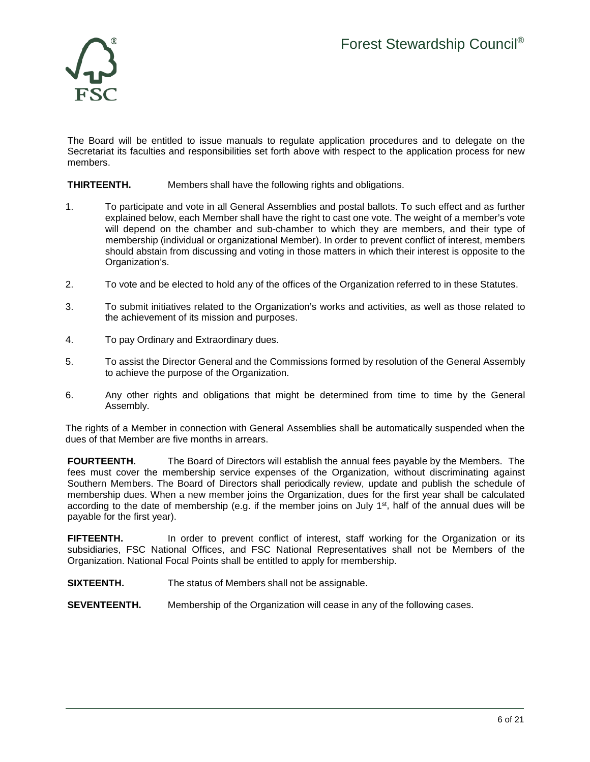The Board will be entitled to issue manuals to regulate application procedures and to delegate on the Secretariat its faculties and responsibilities set forth above with respect to the application process for new members.

**THIRTEENTH.** Members shall have the following rights and obligations.

1. To participate and vote in all General Assemblies and postal ballots. To such effect and as further explained below, each Member shall have the right to cast one vote. The weight of a member's vote will depend on the chamber and sub-chamber to which they are members, and their type of membership (individual or organizational Member). In order to prevent conflict of interest, members should abstain from discussing and voting in those matters in which their interest is opposite to the Organization's.

2. To vote and be elected to hold any of the offices of the Organization referred to in these Statutes.

3. To submit initiatives related to the Organization's works and activities, as well as those related to the achievement of its mission and purposes.

4. To pay Ordinary and Extraordinary dues.

5. To assist the Director General and the Commissions formed by resolution of the General Assembly to achieve the purpose of the Organization.

6. Any other rights and obligations that might be determined from time to time by the General Assembly.

The rights of a Member in connection with General Assemblies shall be automatically suspended when the dues of that Member are five months in arrears.

**FOURTEENTH.** The Board of Directors will establish the annual fees payable by the Members. The fees must cover the membership service expenses of the Organization, without discriminating against Southern Members. The Board of Directors shall periodically review, update and publish the schedule of membership dues. When a new member joins the Organization, dues for the first year shall be calculated according to the date of membership (e.g. if the member joins on July 1st, half of the annual dues will be payable for the first year).

**FIFTEENTH.** In order to prevent conflict of interest, staff working for the Organization or its subsidiaries, FSC National Offices, and FSC National Representatives shall not be Members of the Organization. National Focal Points shall be entitled to apply for membership.

**SIXTEENTH.** The status of Members shall not be assignable.

**SEVENTEENTH.** Membership of the Organization will cease in any of the following cases.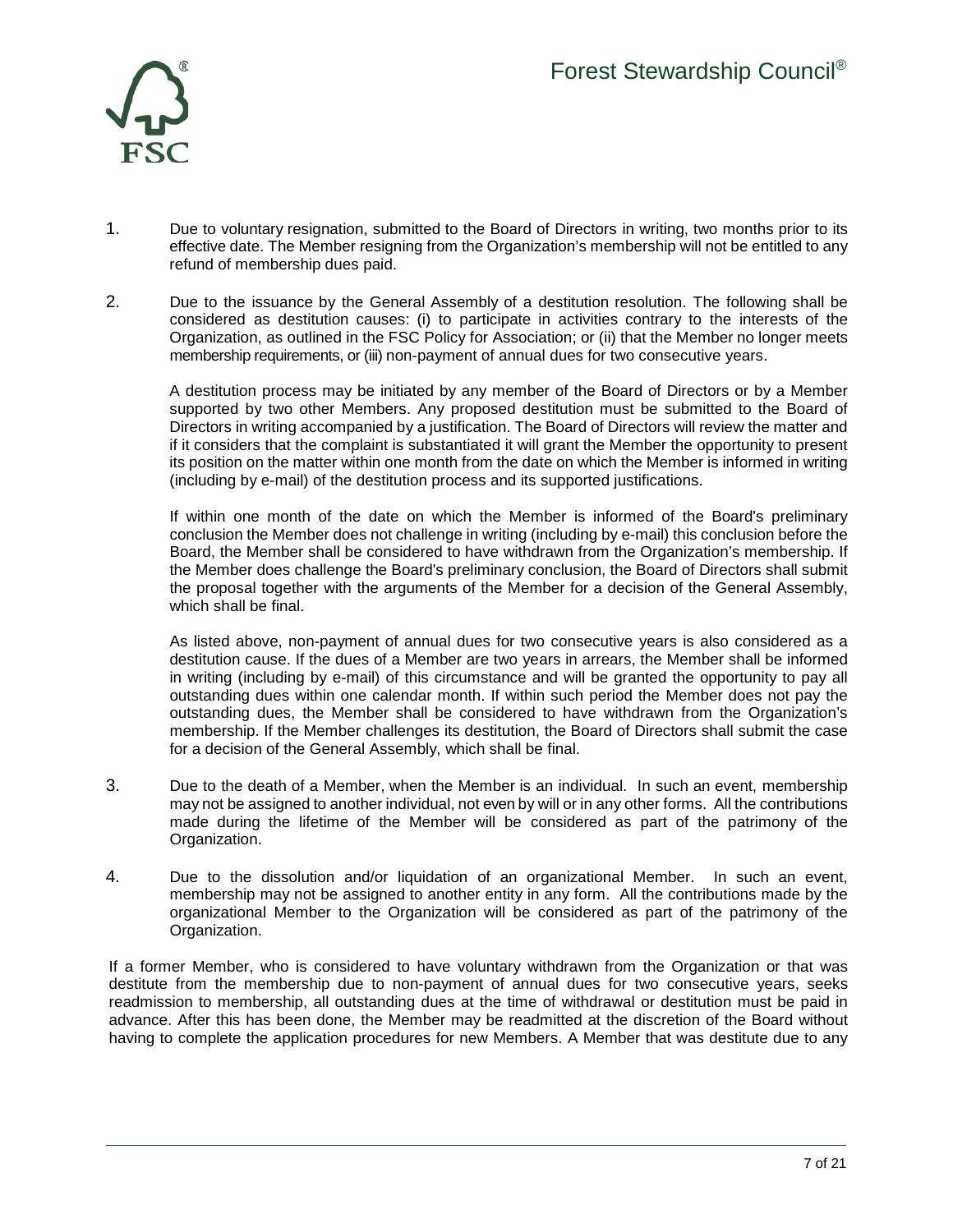1. Due to voluntary resignation, submitted to the Board of Directors in writing, two months prior to its effective date. The Member resigning from the Organization's membership will not be entitled to any refund of membership dues paid.

2. Due to the issuance by the General Assembly of a destitution resolution. The following shall be considered as destitution causes: (i) to participate in activities contrary to the interests of the Organization, as outlined in the FSC Policy for Association; or (ii) that the Member no longer meets membership requirements, or (iii) non-payment of annual dues for two consecutive years.

   A destitution process may be initiated by any member of the Board of Directors or by a Member supported by two other Members. Any proposed destitution must be submitted to the Board of Directors in writing accompanied by a justification. The Board of Directors will review the matter and if it considers that the complaint is substantiated it will grant the Member the opportunity to present its position on the matter within one month from the date on which the Member is informed in writing (including by e-mail) of the destitution process and its supported justifications.

   If within one month of the date on which the Member is informed of the Board's preliminary conclusion the Member does not challenge in writing (including by e-mail) this conclusion before the Board, the Member shall be considered to have withdrawn from the Organization's membership. If the Member does challenge the Board's preliminary conclusion, the Board of Directors shall submit the proposal together with the arguments of the Member for a decision of the General Assembly, which shall be final.

   As listed above, non-payment of annual dues for two consecutive years is also considered as a destitution cause. If the dues of a Member are two years in arrears, the Member shall be informed in writing (including by e-mail) of this circumstance and will be granted the opportunity to pay all outstanding dues within one calendar month. If within such period the Member does not pay the outstanding dues, the Member shall be considered to have withdrawn from the Organization's membership. If the Member challenges its destitution, the Board of Directors shall submit the case for a decision of the General Assembly, which shall be final.

3. Due to the death of a Member, when the Member is an individual. In such an event, membership may not be assigned to another individual, not even by will or in any other forms. All the contributions made during the lifetime of the Member will be considered as part of the patrimony of the Organization.

4. Due to the dissolution and/or liquidation of an organizational Member. In such an event, membership may not be assigned to another entity in any form. All the contributions made by the organizational Member to the Organization will be considered as part of the patrimony of the Organization.

If a former Member, who is considered to have voluntary withdrawn from the Organization or that was destitute from the membership due to non-payment of annual dues for two consecutive years, seeks readmission to membership, all outstanding dues at the time of withdrawal or destitution must be paid in advance. After this has been done, the Member may be readmitted at the discretion of the Board without having to complete the application procedures for new Members. A Member that was destitute due to any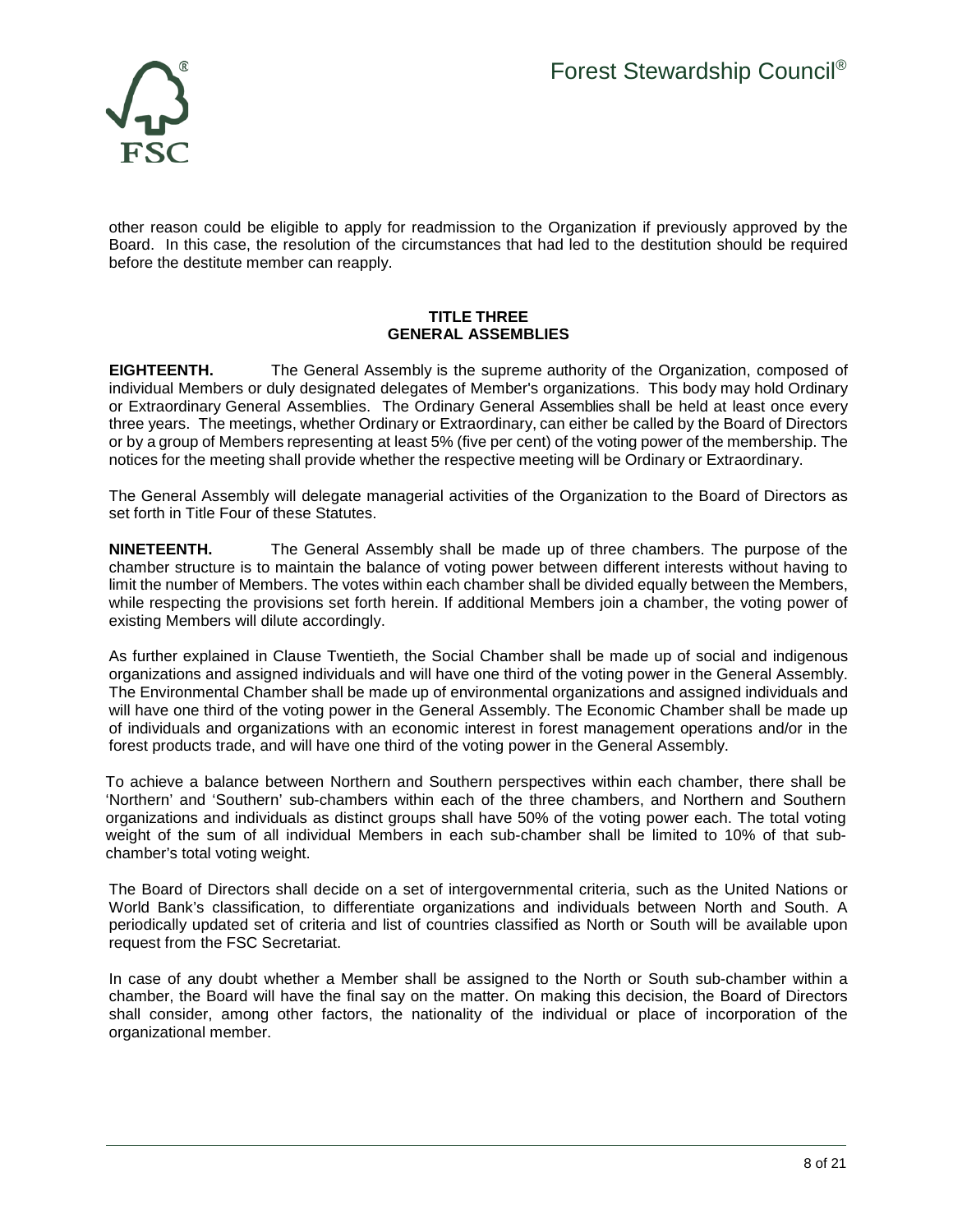other reason could be eligible to apply for readmission to the Organization if previously approved by the Board. In this case, the resolution of the circumstances that had led to the destitution should be required before the destitute member can reapply.

## TITLE THREE
## GENERAL ASSEMBLIES

**EIGHTEENTH.** The General Assembly is the supreme authority of the Organization, composed of individual Members or duly designated delegates of Member's organizations. This body may hold Ordinary or Extraordinary General Assemblies. The Ordinary General Assemblies shall be held at least once every three years. The meetings, whether Ordinary or Extraordinary, can either be called by the Board of Directors or by a group of Members representing at least 5% (five per cent) of the voting power of the membership. The notices for the meeting shall provide whether the respective meeting will be Ordinary or Extraordinary.

The General Assembly will delegate managerial activities of the Organization to the Board of Directors as set forth in Title Four of these Statutes.

**NINETEENTH.** The General Assembly shall be made up of three chambers. The purpose of the chamber structure is to maintain the balance of voting power between different interests without having to limit the number of Members. The votes within each chamber shall be divided equally between the Members, while respecting the provisions set forth herein. If additional Members join a chamber, the voting power of existing Members will dilute accordingly.

As further explained in Clause Twentieth, the Social Chamber shall be made up of social and indigenous organizations and assigned individuals and will have one third of the voting power in the General Assembly. The Environmental Chamber shall be made up of environmental organizations and assigned individuals and will have one third of the voting power in the General Assembly. The Economic Chamber shall be made up of individuals and organizations with an economic interest in forest management operations and/or in the forest products trade, and will have one third of the voting power in the General Assembly.

To achieve a balance between Northern and Southern perspectives within each chamber, there shall be 'Northern' and 'Southern' sub-chambers within each of the three chambers, and Northern and Southern organizations and individuals as distinct groups shall have 50% of the voting power each. The total voting weight of the sum of all individual Members in each sub-chamber shall be limited to 10% of that sub-chamber's total voting weight.

The Board of Directors shall decide on a set of intergovernmental criteria, such as the United Nations or World Bank's classification, to differentiate organizations and individuals between North and South. A periodically updated set of criteria and list of countries classified as North or South will be available upon request from the FSC Secretariat.

In case of any doubt whether a Member shall be assigned to the North or South sub-chamber within a chamber, the Board will have the final say on the matter. On making this decision, the Board of Directors shall consider, among other factors, the nationality of the individual or place of incorporation of the organizational member.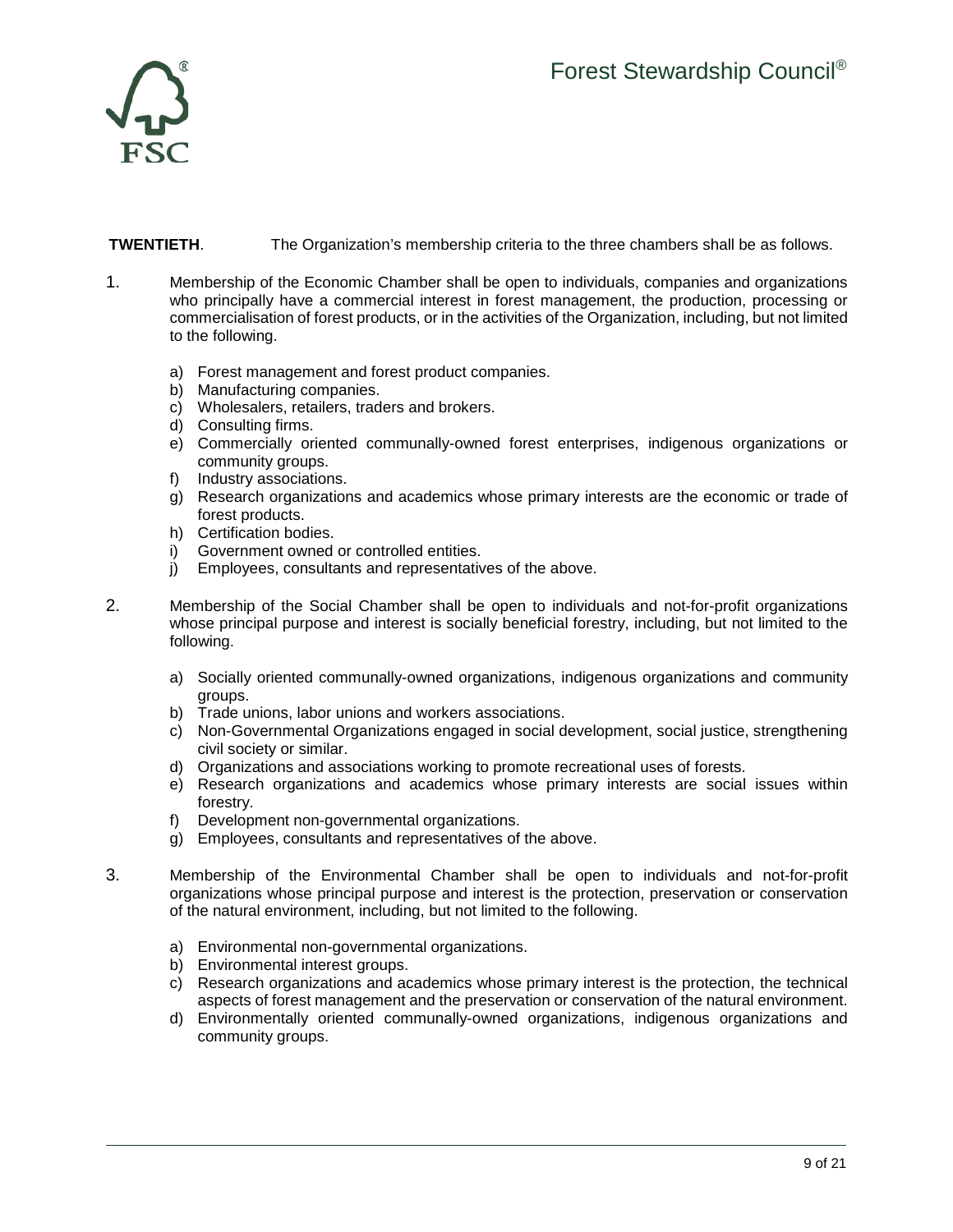**TWENTIETH**. The Organization's membership criteria to the three chambers shall be as follows.

1. Membership of the Economic Chamber shall be open to individuals, companies and organizations who principally have a commercial interest in forest management, the production, processing or commercialisation of forest products, or in the activities of the Organization, including, but not limited to the following.

   a) Forest management and forest product companies.
   b) Manufacturing companies.
   c) Wholesalers, retailers, traders and brokers.
   d) Consulting firms.
   e) Commercially oriented communally-owned forest enterprises, indigenous organizations or community groups.
   f) Industry associations.
   g) Research organizations and academics whose primary interests are the economic or trade of forest products.
   h) Certification bodies.
   i) Government owned or controlled entities.
   j) Employees, consultants and representatives of the above.

2. Membership of the Social Chamber shall be open to individuals and not-for-profit organizations whose principal purpose and interest is socially beneficial forestry, including, but not limited to the following.

   a) Socially oriented communally-owned organizations, indigenous organizations and community groups.
   b) Trade unions, labor unions and workers associations.
   c) Non-Governmental Organizations engaged in social development, social justice, strengthening civil society or similar.
   d) Organizations and associations working to promote recreational uses of forests.
   e) Research organizations and academics whose primary interests are social issues within forestry.
   f) Development non-governmental organizations.
   g) Employees, consultants and representatives of the above.

3. Membership of the Environmental Chamber shall be open to individuals and not-for-profit organizations whose principal purpose and interest is the protection, preservation or conservation of the natural environment, including, but not limited to the following.

   a) Environmental non-governmental organizations.
   b) Environmental interest groups.
   c) Research organizations and academics whose primary interest is the protection, the technical aspects of forest management and the preservation or conservation of the natural environment.
   d) Environmentally oriented communally-owned organizations, indigenous organizations and community groups.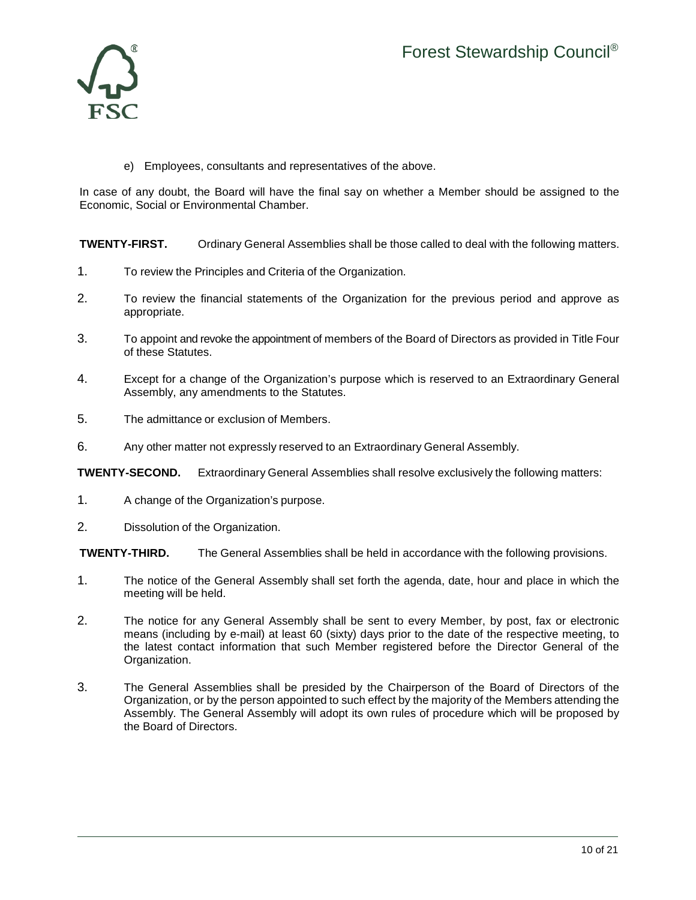e) Employees, consultants and representatives of the above.

In case of any doubt, the Board will have the final say on whether a Member should be assigned to the Economic, Social or Environmental Chamber.

**TWENTY-FIRST.** Ordinary General Assemblies shall be those called to deal with the following matters.

1. To review the Principles and Criteria of the Organization.
2. To review the financial statements of the Organization for the previous period and approve as appropriate.
3. To appoint and revoke the appointment of members of the Board of Directors as provided in Title Four of these Statutes.
4. Except for a change of the Organization's purpose which is reserved to an Extraordinary General Assembly, any amendments to the Statutes.
5. The admittance or exclusion of Members.
6. Any other matter not expressly reserved to an Extraordinary General Assembly.

**TWENTY-SECOND.** Extraordinary General Assemblies shall resolve exclusively the following matters:

1. A change of the Organization's purpose.
2. Dissolution of the Organization.

**TWENTY-THIRD.** The General Assemblies shall be held in accordance with the following provisions.

1. The notice of the General Assembly shall set forth the agenda, date, hour and place in which the meeting will be held.
2. The notice for any General Assembly shall be sent to every Member, by post, fax or electronic means (including by e-mail) at least 60 (sixty) days prior to the date of the respective meeting, to the latest contact information that such Member registered before the Director General of the Organization.
3. The General Assemblies shall be presided by the Chairperson of the Board of Directors of the Organization, or by the person appointed to such effect by the majority of the Members attending the Assembly. The General Assembly will adopt its own rules of procedure which will be proposed by the Board of Directors.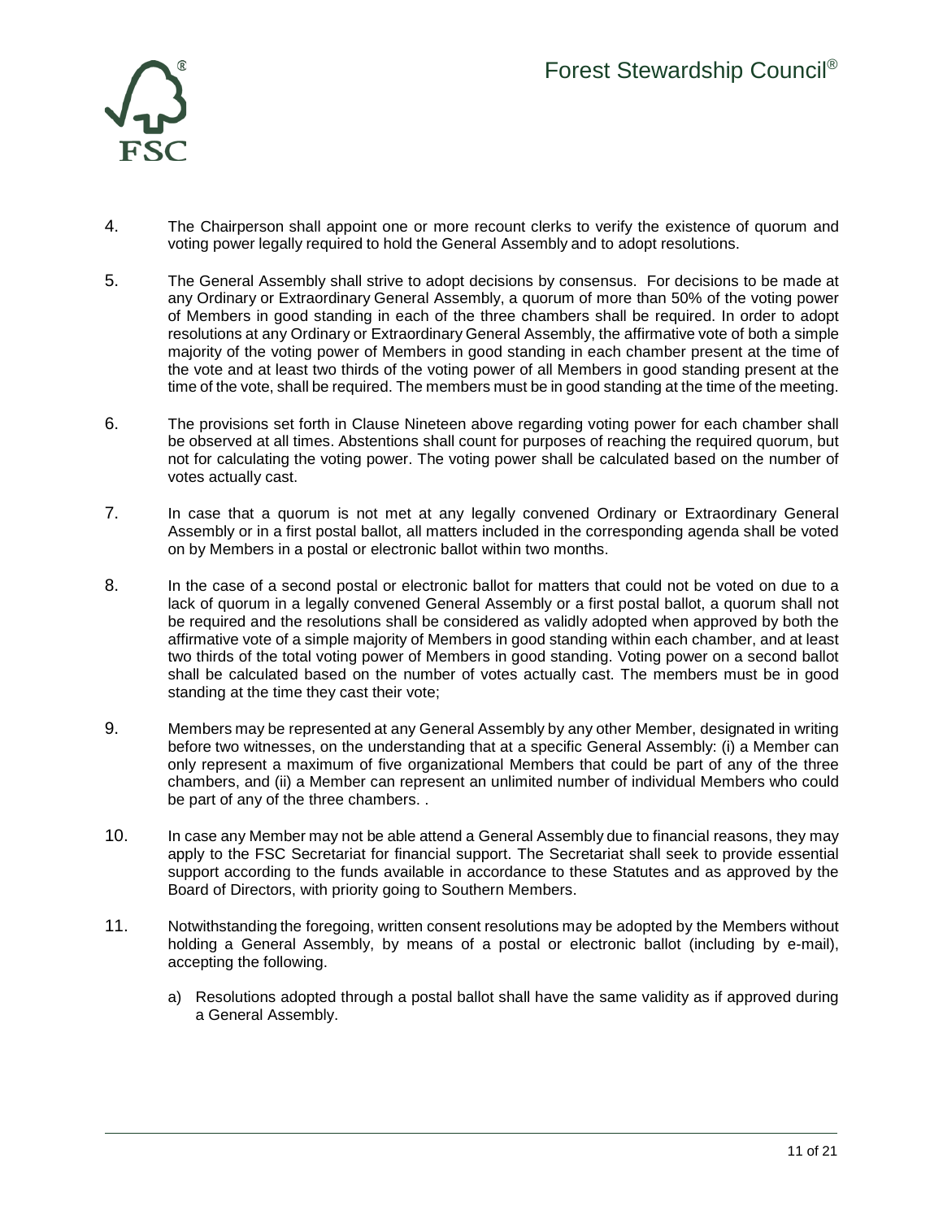4. The Chairperson shall appoint one or more recount clerks to verify the existence of quorum and voting power legally required to hold the General Assembly and to adopt resolutions.

5. The General Assembly shall strive to adopt decisions by consensus. For decisions to be made at any Ordinary or Extraordinary General Assembly, a quorum of more than 50% of the voting power of Members in good standing in each of the three chambers shall be required. In order to adopt resolutions at any Ordinary or Extraordinary General Assembly, the affirmative vote of both a simple majority of the voting power of Members in good standing in each chamber present at the time of the vote and at least two thirds of the voting power of all Members in good standing present at the time of the vote, shall be required. The members must be in good standing at the time of the meeting.

6. The provisions set forth in Clause Nineteen above regarding voting power for each chamber shall be observed at all times. Abstentions shall count for purposes of reaching the required quorum, but not for calculating the voting power. The voting power shall be calculated based on the number of votes actually cast.

7. In case that a quorum is not met at any legally convened Ordinary or Extraordinary General Assembly or in a first postal ballot, all matters included in the corresponding agenda shall be voted on by Members in a postal or electronic ballot within two months.

8. In the case of a second postal or electronic ballot for matters that could not be voted on due to a lack of quorum in a legally convened General Assembly or a first postal ballot, a quorum shall not be required and the resolutions shall be considered as validly adopted when approved by both the affirmative vote of a simple majority of Members in good standing within each chamber, and at least two thirds of the total voting power of Members in good standing. Voting power on a second ballot shall be calculated based on the number of votes actually cast. The members must be in good standing at the time they cast their vote;

9. Members may be represented at any General Assembly by any other Member, designated in writing before two witnesses, on the understanding that at a specific General Assembly: (i) a Member can only represent a maximum of five organizational Members that could be part of any of the three chambers, and (ii) a Member can represent an unlimited number of individual Members who could be part of any of the three chambers. .

10. In case any Member may not be able attend a General Assembly due to financial reasons, they may apply to the FSC Secretariat for financial support. The Secretariat shall seek to provide essential support according to the funds available in accordance to these Statutes and as approved by the Board of Directors, with priority going to Southern Members.

11. Notwithstanding the foregoing, written consent resolutions may be adopted by the Members without holding a General Assembly, by means of a postal or electronic ballot (including by e-mail), accepting the following.

    a) Resolutions adopted through a postal ballot shall have the same validity as if approved during a General Assembly.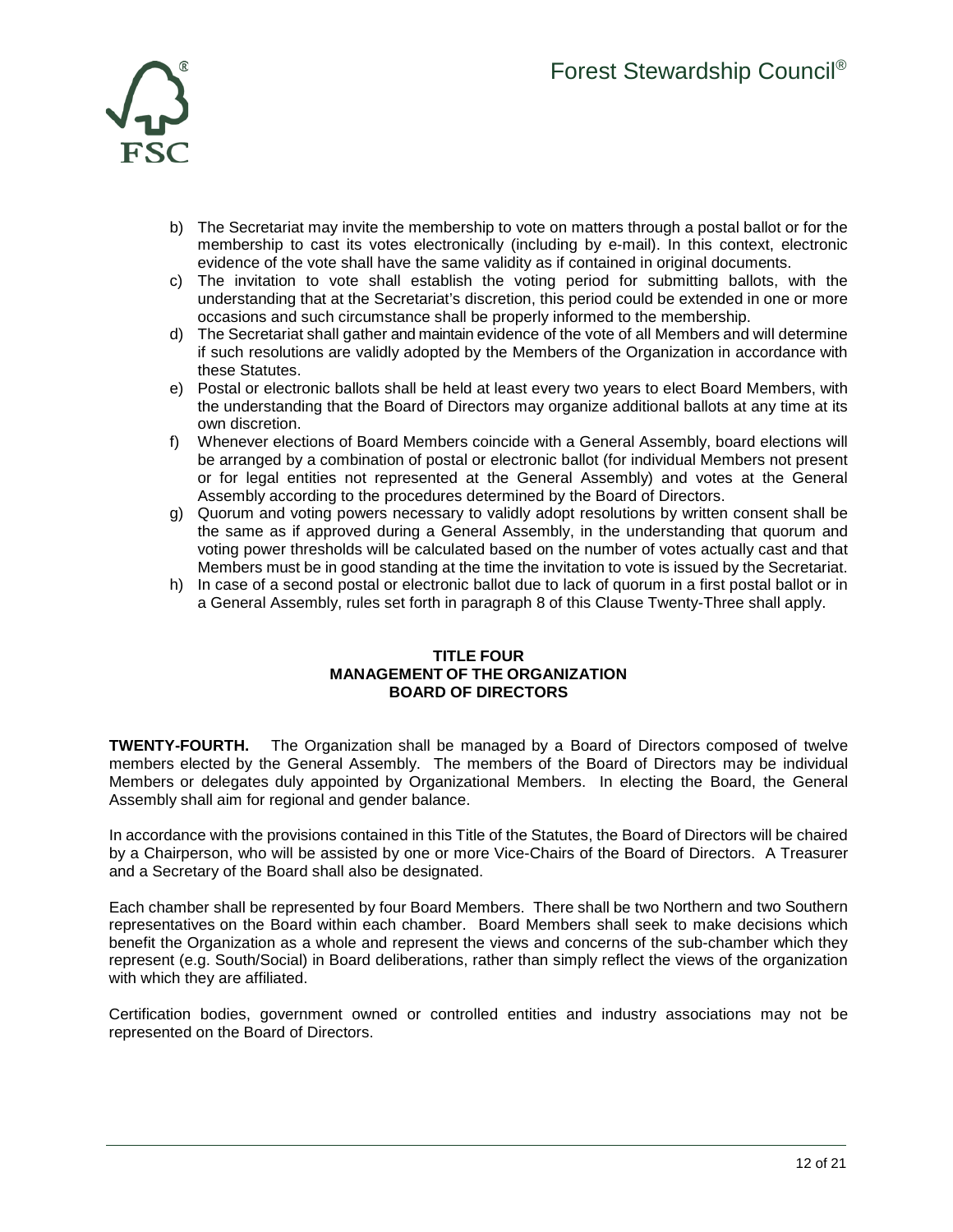b) The Secretariat may invite the membership to vote on matters through a postal ballot or for the membership to cast its votes electronically (including by e-mail). In this context, electronic evidence of the vote shall have the same validity as if contained in original documents.

c) The invitation to vote shall establish the voting period for submitting ballots, with the understanding that at the Secretariat's discretion, this period could be extended in one or more occasions and such circumstance shall be properly informed to the membership.

d) The Secretariat shall gather and maintain evidence of the vote of all Members and will determine if such resolutions are validly adopted by the Members of the Organization in accordance with these Statutes.

e) Postal or electronic ballots shall be held at least every two years to elect Board Members, with the understanding that the Board of Directors may organize additional ballots at any time at its own discretion.

f) Whenever elections of Board Members coincide with a General Assembly, board elections will be arranged by a combination of postal or electronic ballot (for individual Members not present or for legal entities not represented at the General Assembly) and votes at the General Assembly according to the procedures determined by the Board of Directors.

g) Quorum and voting powers necessary to validly adopt resolutions by written consent shall be the same as if approved during a General Assembly, in the understanding that quorum and voting power thresholds will be calculated based on the number of votes actually cast and that Members must be in good standing at the time the invitation to vote is issued by the Secretariat.

h) In case of a second postal or electronic ballot due to lack of quorum in a first postal ballot or in a General Assembly, rules set forth in paragraph 8 of this Clause Twenty-Three shall apply.

## TITLE FOUR
## MANAGEMENT OF THE ORGANIZATION
## BOARD OF DIRECTORS

**TWENTY-FOURTH.** The Organization shall be managed by a Board of Directors composed of twelve members elected by the General Assembly. The members of the Board of Directors may be individual Members or delegates duly appointed by Organizational Members. In electing the Board, the General Assembly shall aim for regional and gender balance.

In accordance with the provisions contained in this Title of the Statutes, the Board of Directors will be chaired by a Chairperson, who will be assisted by one or more Vice-Chairs of the Board of Directors. A Treasurer and a Secretary of the Board shall also be designated.

Each chamber shall be represented by four Board Members. There shall be two Northern and two Southern representatives on the Board within each chamber. Board Members shall seek to make decisions which benefit the Organization as a whole and represent the views and concerns of the sub-chamber which they represent (e.g. South/Social) in Board deliberations, rather than simply reflect the views of the organization with which they are affiliated.

Certification bodies, government owned or controlled entities and industry associations may not be represented on the Board of Directors.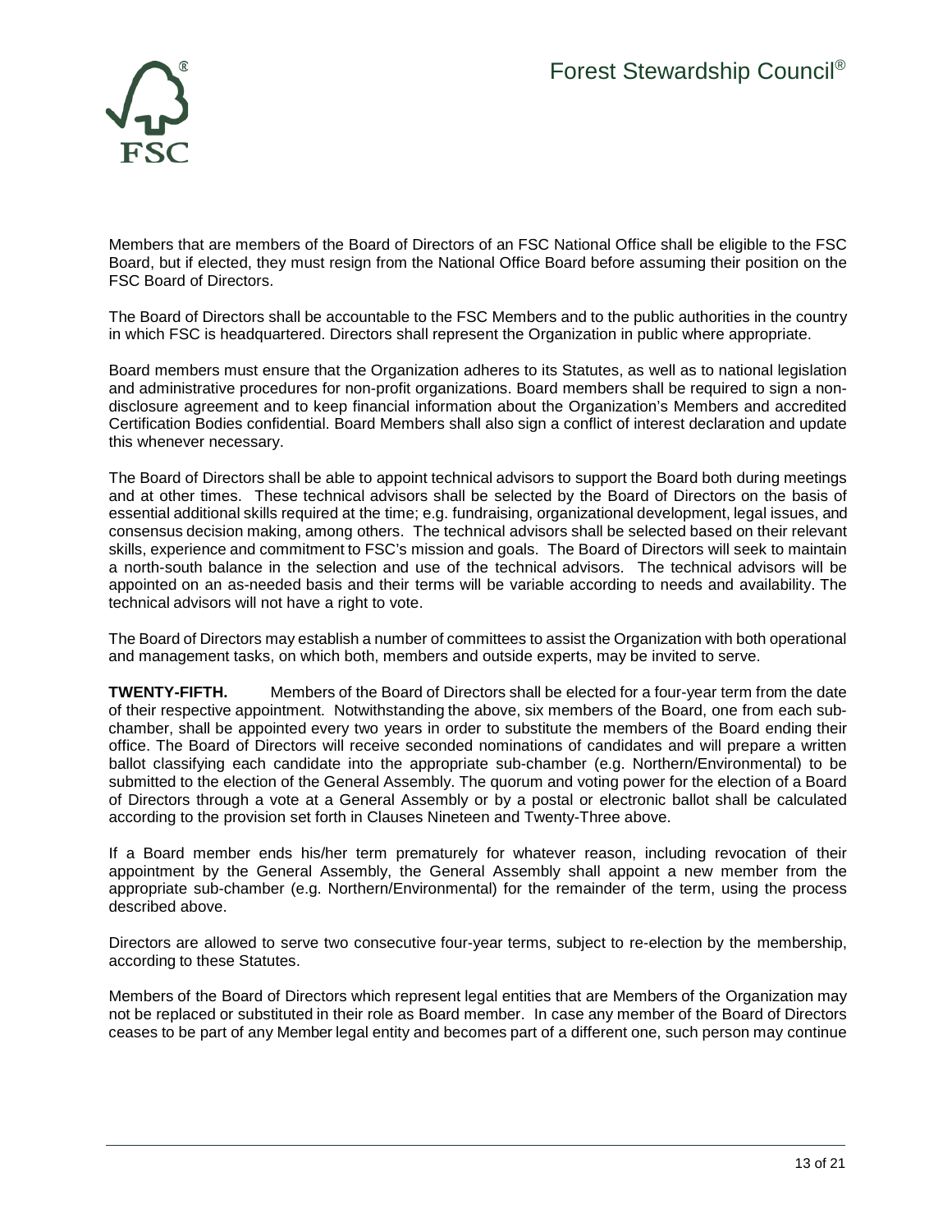Members that are members of the Board of Directors of an FSC National Office shall be eligible to the FSC Board, but if elected, they must resign from the National Office Board before assuming their position on the FSC Board of Directors.

The Board of Directors shall be accountable to the FSC Members and to the public authorities in the country in which FSC is headquartered. Directors shall represent the Organization in public where appropriate.

Board members must ensure that the Organization adheres to its Statutes, as well as to national legislation and administrative procedures for non-profit organizations. Board members shall be required to sign a non-disclosure agreement and to keep financial information about the Organization's Members and accredited Certification Bodies confidential. Board Members shall also sign a conflict of interest declaration and update this whenever necessary.

The Board of Directors shall be able to appoint technical advisors to support the Board both during meetings and at other times. These technical advisors shall be selected by the Board of Directors on the basis of essential additional skills required at the time; e.g. fundraising, organizational development, legal issues, and consensus decision making, among others. The technical advisors shall be selected based on their relevant skills, experience and commitment to FSC's mission and goals. The Board of Directors will seek to maintain a north-south balance in the selection and use of the technical advisors. The technical advisors will be appointed on an as-needed basis and their terms will be variable according to needs and availability. The technical advisors will not have a right to vote.

The Board of Directors may establish a number of committees to assist the Organization with both operational and management tasks, on which both, members and outside experts, may be invited to serve.

**TWENTY-FIFTH.** Members of the Board of Directors shall be elected for a four-year term from the date of their respective appointment. Notwithstanding the above, six members of the Board, one from each sub-chamber, shall be appointed every two years in order to substitute the members of the Board ending their office. The Board of Directors will receive seconded nominations of candidates and will prepare a written ballot classifying each candidate into the appropriate sub-chamber (e.g. Northern/Environmental) to be submitted to the election of the General Assembly. The quorum and voting power for the election of a Board of Directors through a vote at a General Assembly or by a postal or electronic ballot shall be calculated according to the provision set forth in Clauses Nineteen and Twenty-Three above.

If a Board member ends his/her term prematurely for whatever reason, including revocation of their appointment by the General Assembly, the General Assembly shall appoint a new member from the appropriate sub-chamber (e.g. Northern/Environmental) for the remainder of the term, using the process described above.

Directors are allowed to serve two consecutive four-year terms, subject to re-election by the membership, according to these Statutes.

Members of the Board of Directors which represent legal entities that are Members of the Organization may not be replaced or substituted in their role as Board member. In case any member of the Board of Directors ceases to be part of any Member legal entity and becomes part of a different one, such person may continue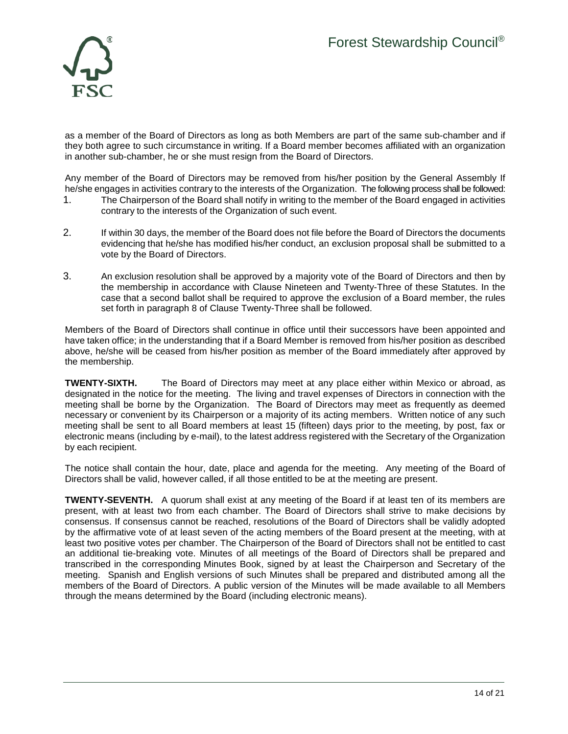as a member of the Board of Directors as long as both Members are part of the same sub-chamber and if they both agree to such circumstance in writing. If a Board member becomes affiliated with an organization in another sub-chamber, he or she must resign from the Board of Directors.

Any member of the Board of Directors may be removed from his/her position by the General Assembly If he/she engages in activities contrary to the interests of the Organization. The following process shall be followed:

1. The Chairperson of the Board shall notify in writing to the member of the Board engaged in activities contrary to the interests of the Organization of such event.

2. If within 30 days, the member of the Board does not file before the Board of Directors the documents evidencing that he/she has modified his/her conduct, an exclusion proposal shall be submitted to a vote by the Board of Directors.

3. An exclusion resolution shall be approved by a majority vote of the Board of Directors and then by the membership in accordance with Clause Nineteen and Twenty-Three of these Statutes. In the case that a second ballot shall be required to approve the exclusion of a Board member, the rules set forth in paragraph 8 of Clause Twenty-Three shall be followed.

Members of the Board of Directors shall continue in office until their successors have been appointed and have taken office; in the understanding that if a Board Member is removed from his/her position as described above, he/she will be ceased from his/her position as member of the Board immediately after approved by the membership.

**TWENTY-SIXTH.** The Board of Directors may meet at any place either within Mexico or abroad, as designated in the notice for the meeting. The living and travel expenses of Directors in connection with the meeting shall be borne by the Organization. The Board of Directors may meet as frequently as deemed necessary or convenient by its Chairperson or a majority of its acting members. Written notice of any such meeting shall be sent to all Board members at least 15 (fifteen) days prior to the meeting, by post, fax or electronic means (including by e-mail), to the latest address registered with the Secretary of the Organization by each recipient.

The notice shall contain the hour, date, place and agenda for the meeting. Any meeting of the Board of Directors shall be valid, however called, if all those entitled to be at the meeting are present.

**TWENTY-SEVENTH.** A quorum shall exist at any meeting of the Board if at least ten of its members are present, with at least two from each chamber. The Board of Directors shall strive to make decisions by consensus. If consensus cannot be reached, resolutions of the Board of Directors shall be validly adopted by the affirmative vote of at least seven of the acting members of the Board present at the meeting, with at least two positive votes per chamber. The Chairperson of the Board of Directors shall not be entitled to cast an additional tie-breaking vote. Minutes of all meetings of the Board of Directors shall be prepared and transcribed in the corresponding Minutes Book, signed by at least the Chairperson and Secretary of the meeting. Spanish and English versions of such Minutes shall be prepared and distributed among all the members of the Board of Directors. A public version of the Minutes will be made available to all Members through the means determined by the Board (including electronic means).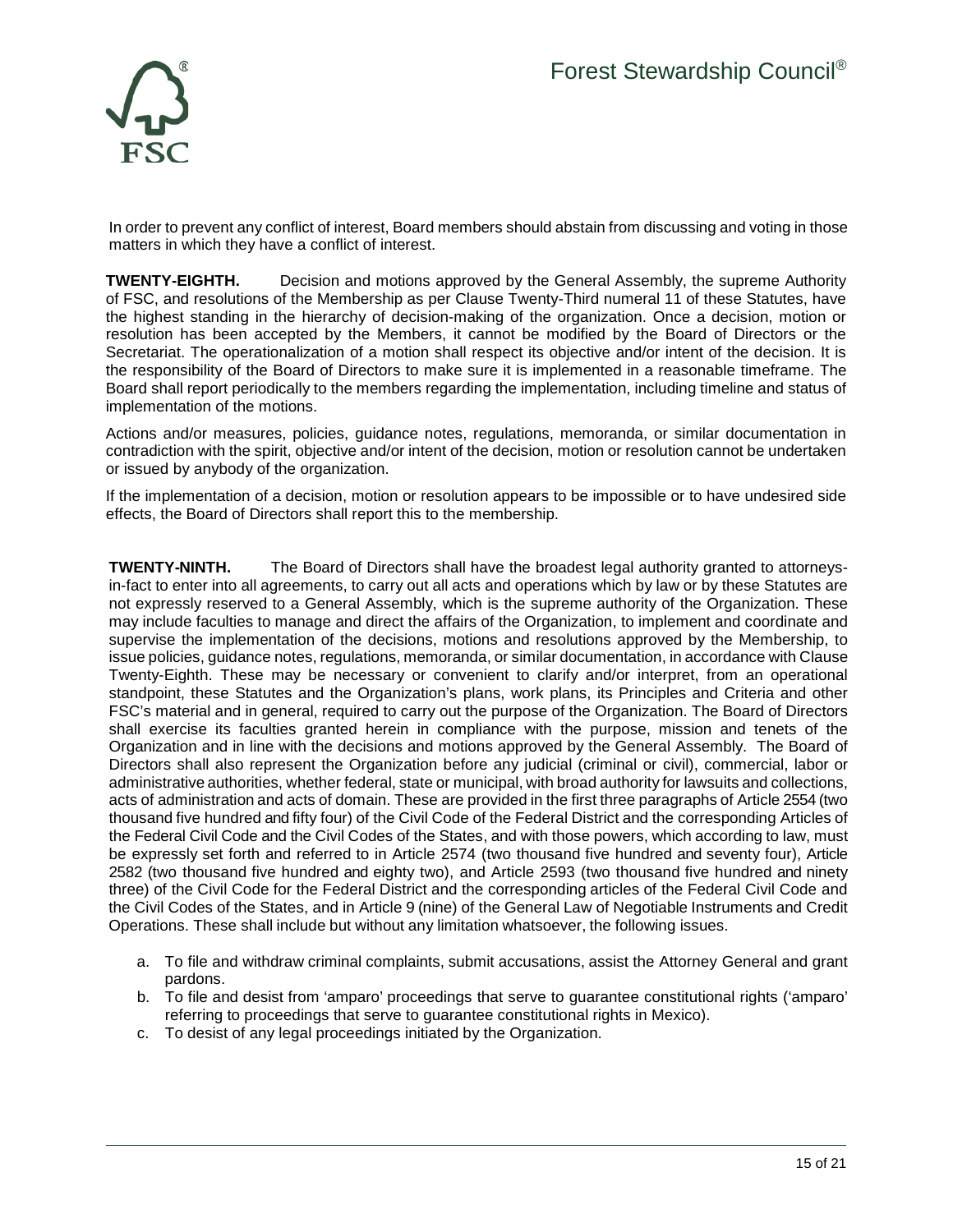In order to prevent any conflict of interest, Board members should abstain from discussing and voting in those matters in which they have a conflict of interest.

**TWENTY-EIGHTH.** Decision and motions approved by the General Assembly, the supreme Authority of FSC, and resolutions of the Membership as per Clause Twenty-Third numeral 11 of these Statutes, have the highest standing in the hierarchy of decision-making of the organization. Once a decision, motion or resolution has been accepted by the Members, it cannot be modified by the Board of Directors or the Secretariat. The operationalization of a motion shall respect its objective and/or intent of the decision. It is the responsibility of the Board of Directors to make sure it is implemented in a reasonable timeframe. The Board shall report periodically to the members regarding the implementation, including timeline and status of implementation of the motions.

Actions and/or measures, policies, guidance notes, regulations, memoranda, or similar documentation in contradiction with the spirit, objective and/or intent of the decision, motion or resolution cannot be undertaken or issued by anybody of the organization.

If the implementation of a decision, motion or resolution appears to be impossible or to have undesired side effects, the Board of Directors shall report this to the membership.

**TWENTY-NINTH.** The Board of Directors shall have the broadest legal authority granted to attorneys-in-fact to enter into all agreements, to carry out all acts and operations which by law or by these Statutes are not expressly reserved to a General Assembly, which is the supreme authority of the Organization. These may include faculties to manage and direct the affairs of the Organization, to implement and coordinate and supervise the implementation of the decisions, motions and resolutions approved by the Membership, to issue policies, guidance notes, regulations, memoranda, or similar documentation, in accordance with Clause Twenty-Eighth. These may be necessary or convenient to clarify and/or interpret, from an operational standpoint, these Statutes and the Organization's plans, work plans, its Principles and Criteria and other FSC's material and in general, required to carry out the purpose of the Organization. The Board of Directors shall exercise its faculties granted herein in compliance with the purpose, mission and tenets of the Organization and in line with the decisions and motions approved by the General Assembly. The Board of Directors shall also represent the Organization before any judicial (criminal or civil), commercial, labor or administrative authorities, whether federal, state or municipal, with broad authority for lawsuits and collections, acts of administration and acts of domain. These are provided in the first three paragraphs of Article 2554 (two thousand five hundred and fifty four) of the Civil Code of the Federal District and the corresponding Articles of the Federal Civil Code and the Civil Codes of the States, and with those powers, which according to law, must be expressly set forth and referred to in Article 2574 (two thousand five hundred and seventy four), Article 2582 (two thousand five hundred and eighty two), and Article 2593 (two thousand five hundred and ninety three) of the Civil Code for the Federal District and the corresponding articles of the Federal Civil Code and the Civil Codes of the States, and in Article 9 (nine) of the General Law of Negotiable Instruments and Credit Operations. These shall include but without any limitation whatsoever, the following issues.

a. To file and withdraw criminal complaints, submit accusations, assist the Attorney General and grant pardons.
b. To file and desist from 'amparo' proceedings that serve to guarantee constitutional rights ('amparo' referring to proceedings that serve to guarantee constitutional rights in Mexico).
c. To desist of any legal proceedings initiated by the Organization.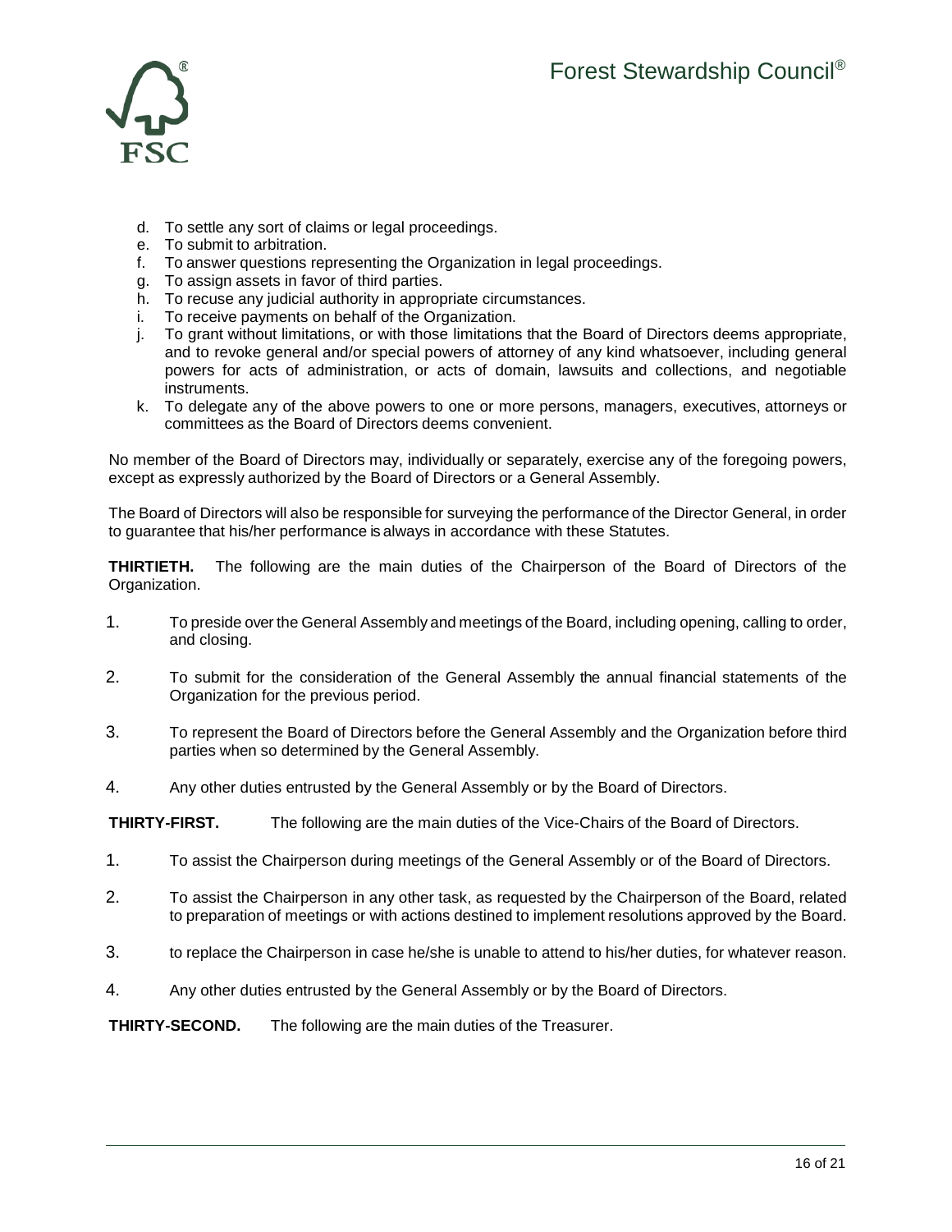d. To settle any sort of claims or legal proceedings.
e. To submit to arbitration.
f. To answer questions representing the Organization in legal proceedings.
g. To assign assets in favor of third parties.
h. To recuse any judicial authority in appropriate circumstances.
i. To receive payments on behalf of the Organization.
j. To grant without limitations, or with those limitations that the Board of Directors deems appropriate, and to revoke general and/or special powers of attorney of any kind whatsoever, including general powers for acts of administration, or acts of domain, lawsuits and collections, and negotiable instruments.
k. To delegate any of the above powers to one or more persons, managers, executives, attorneys or committees as the Board of Directors deems convenient.

No member of the Board of Directors may, individually or separately, exercise any of the foregoing powers, except as expressly authorized by the Board of Directors or a General Assembly.

The Board of Directors will also be responsible for surveying the performance of the Director General, in order to guarantee that his/her performance is always in accordance with these Statutes.

**THIRTIETH.** The following are the main duties of the Chairperson of the Board of Directors of the Organization.

1. To preside over the General Assembly and meetings of the Board, including opening, calling to order, and closing.
2. To submit for the consideration of the General Assembly the annual financial statements of the Organization for the previous period.
3. To represent the Board of Directors before the General Assembly and the Organization before third parties when so determined by the General Assembly.
4. Any other duties entrusted by the General Assembly or by the Board of Directors.

**THIRTY-FIRST.** The following are the main duties of the Vice-Chairs of the Board of Directors.

1. To assist the Chairperson during meetings of the General Assembly or of the Board of Directors.
2. To assist the Chairperson in any other task, as requested by the Chairperson of the Board, related to preparation of meetings or with actions destined to implement resolutions approved by the Board.
3. to replace the Chairperson in case he/she is unable to attend to his/her duties, for whatever reason.
4. Any other duties entrusted by the General Assembly or by the Board of Directors.

**THIRTY-SECOND.** The following are the main duties of the Treasurer.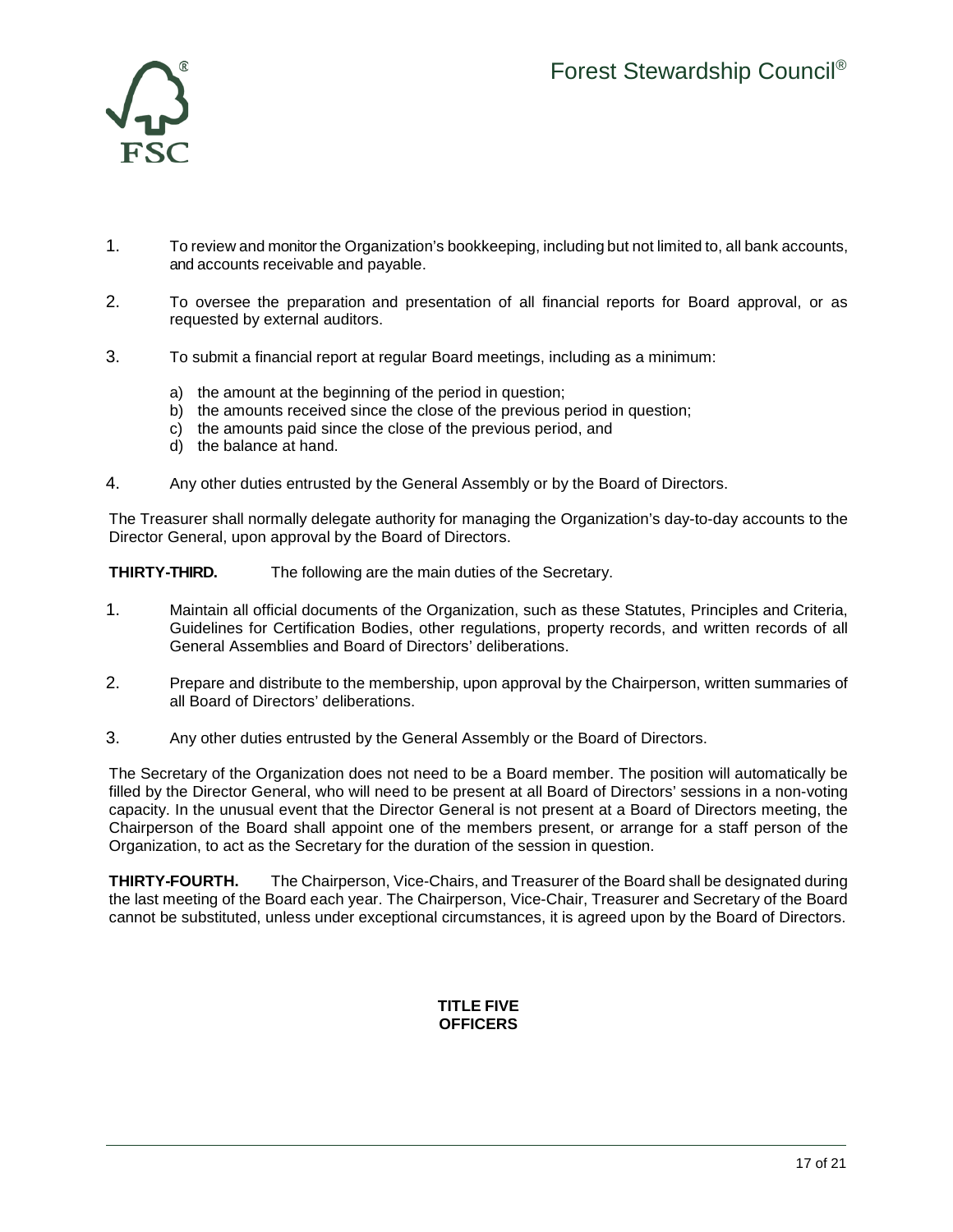1. To review and monitor the Organization's bookkeeping, including but not limited to, all bank accounts, and accounts receivable and payable.

2. To oversee the preparation and presentation of all financial reports for Board approval, or as requested by external auditors.

3. To submit a financial report at regular Board meetings, including as a minimum:

   a) the amount at the beginning of the period in question;
   b) the amounts received since the close of the previous period in question;
   c) the amounts paid since the close of the previous period, and
   d) the balance at hand.

4. Any other duties entrusted by the General Assembly or by the Board of Directors.

The Treasurer shall normally delegate authority for managing the Organization's day-to-day accounts to the Director General, upon approval by the Board of Directors.

**THIRTY-THIRD.** The following are the main duties of the Secretary.

1. Maintain all official documents of the Organization, such as these Statutes, Principles and Criteria, Guidelines for Certification Bodies, other regulations, property records, and written records of all General Assemblies and Board of Directors' deliberations.

2. Prepare and distribute to the membership, upon approval by the Chairperson, written summaries of all Board of Directors' deliberations.

3. Any other duties entrusted by the General Assembly or the Board of Directors.

The Secretary of the Organization does not need to be a Board member. The position will automatically be filled by the Director General, who will need to be present at all Board of Directors' sessions in a non-voting capacity. In the unusual event that the Director General is not present at a Board of Directors meeting, the Chairperson of the Board shall appoint one of the members present, or arrange for a staff person of the Organization, to act as the Secretary for the duration of the session in question.

**THIRTY-FOURTH.** The Chairperson, Vice-Chairs, and Treasurer of the Board shall be designated during the last meeting of the Board each year. The Chairperson, Vice-Chair, Treasurer and Secretary of the Board cannot be substituted, unless under exceptional circumstances, it is agreed upon by the Board of Directors.

## TITLE FIVE
## OFFICERS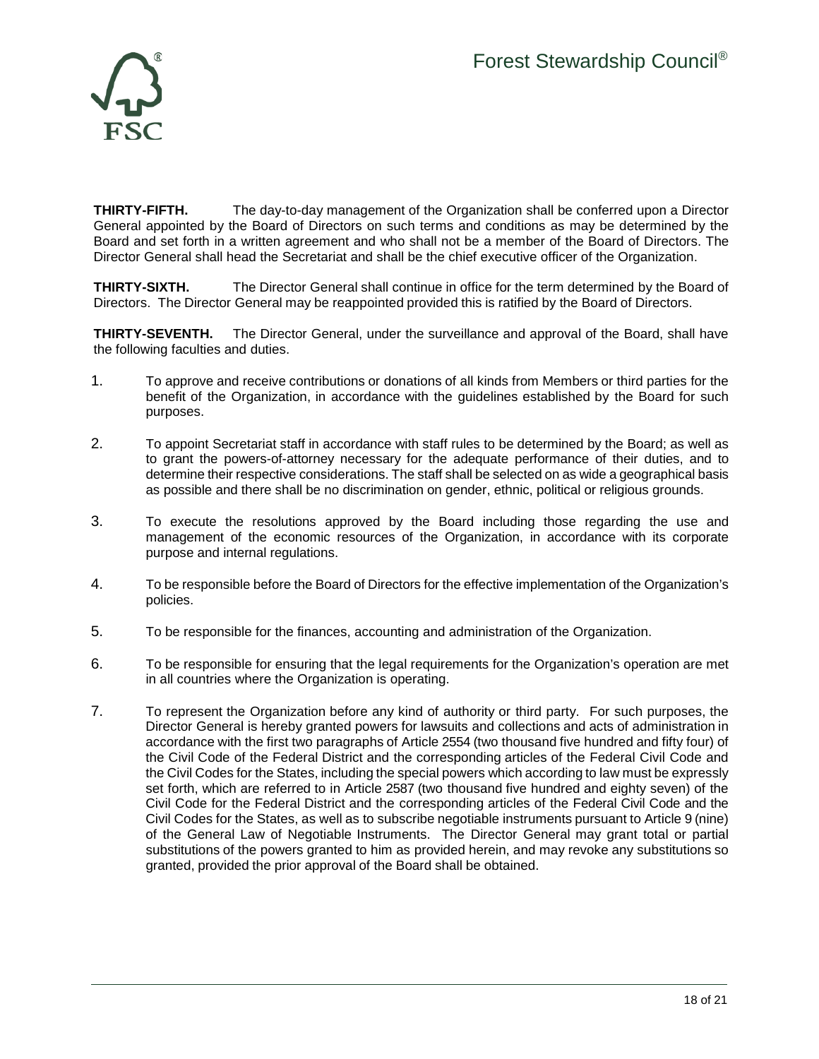**THIRTY-FIFTH.** The day-to-day management of the Organization shall be conferred upon a Director General appointed by the Board of Directors on such terms and conditions as may be determined by the Board and set forth in a written agreement and who shall not be a member of the Board of Directors. The Director General shall head the Secretariat and shall be the chief executive officer of the Organization.

**THIRTY-SIXTH.** The Director General shall continue in office for the term determined by the Board of Directors. The Director General may be reappointed provided this is ratified by the Board of Directors.

**THIRTY-SEVENTH.** The Director General, under the surveillance and approval of the Board, shall have the following faculties and duties.

1. To approve and receive contributions or donations of all kinds from Members or third parties for the benefit of the Organization, in accordance with the guidelines established by the Board for such purposes.

2. To appoint Secretariat staff in accordance with staff rules to be determined by the Board; as well as to grant the powers-of-attorney necessary for the adequate performance of their duties, and to determine their respective considerations. The staff shall be selected on as wide a geographical basis as possible and there shall be no discrimination on gender, ethnic, political or religious grounds.

3. To execute the resolutions approved by the Board including those regarding the use and management of the economic resources of the Organization, in accordance with its corporate purpose and internal regulations.

4. To be responsible before the Board of Directors for the effective implementation of the Organization's policies.

5. To be responsible for the finances, accounting and administration of the Organization.

6. To be responsible for ensuring that the legal requirements for the Organization's operation are met in all countries where the Organization is operating.

7. To represent the Organization before any kind of authority or third party. For such purposes, the Director General is hereby granted powers for lawsuits and collections and acts of administration in accordance with the first two paragraphs of Article 2554 (two thousand five hundred and fifty four) of the Civil Code of the Federal District and the corresponding articles of the Federal Civil Code and the Civil Codes for the States, including the special powers which according to law must be expressly set forth, which are referred to in Article 2587 (two thousand five hundred and eighty seven) of the Civil Code for the Federal District and the corresponding articles of the Federal Civil Code and the Civil Codes for the States, as well as to subscribe negotiable instruments pursuant to Article 9 (nine) of the General Law of Negotiable Instruments. The Director General may grant total or partial substitutions of the powers granted to him as provided herein, and may revoke any substitutions so granted, provided the prior approval of the Board shall be obtained.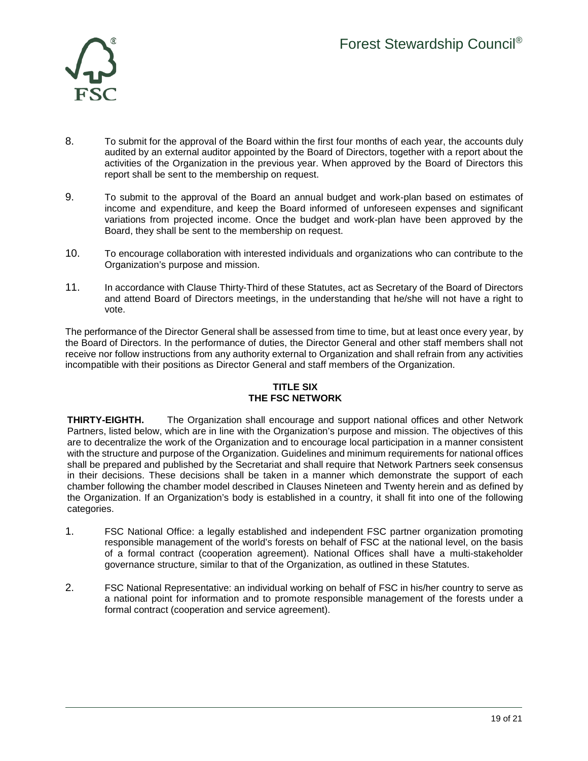8. To submit for the approval of the Board within the first four months of each year, the accounts duly audited by an external auditor appointed by the Board of Directors, together with a report about the activities of the Organization in the previous year. When approved by the Board of Directors this report shall be sent to the membership on request.

9. To submit to the approval of the Board an annual budget and work-plan based on estimates of income and expenditure, and keep the Board informed of unforeseen expenses and significant variations from projected income. Once the budget and work-plan have been approved by the Board, they shall be sent to the membership on request.

10. To encourage collaboration with interested individuals and organizations who can contribute to the Organization's purpose and mission.

11. In accordance with Clause Thirty-Third of these Statutes, act as Secretary of the Board of Directors and attend Board of Directors meetings, in the understanding that he/she will not have a right to vote.

The performance of the Director General shall be assessed from time to time, but at least once every year, by the Board of Directors. In the performance of duties, the Director General and other staff members shall not receive nor follow instructions from any authority external to Organization and shall refrain from any activities incompatible with their positions as Director General and staff members of the Organization.

## TITLE SIX
## THE FSC NETWORK

**THIRTY-EIGHTH.** The Organization shall encourage and support national offices and other Network Partners, listed below, which are in line with the Organization's purpose and mission. The objectives of this are to decentralize the work of the Organization and to encourage local participation in a manner consistent with the structure and purpose of the Organization. Guidelines and minimum requirements for national offices shall be prepared and published by the Secretariat and shall require that Network Partners seek consensus in their decisions. These decisions shall be taken in a manner which demonstrate the support of each chamber following the chamber model described in Clauses Nineteen and Twenty herein and as defined by the Organization. If an Organization's body is established in a country, it shall fit into one of the following categories.

1. FSC National Office: a legally established and independent FSC partner organization promoting responsible management of the world's forests on behalf of FSC at the national level, on the basis of a formal contract (cooperation agreement). National Offices shall have a multi-stakeholder governance structure, similar to that of the Organization, as outlined in these Statutes.

2. FSC National Representative: an individual working on behalf of FSC in his/her country to serve as a national point for information and to promote responsible management of the forests under a formal contract (cooperation and service agreement).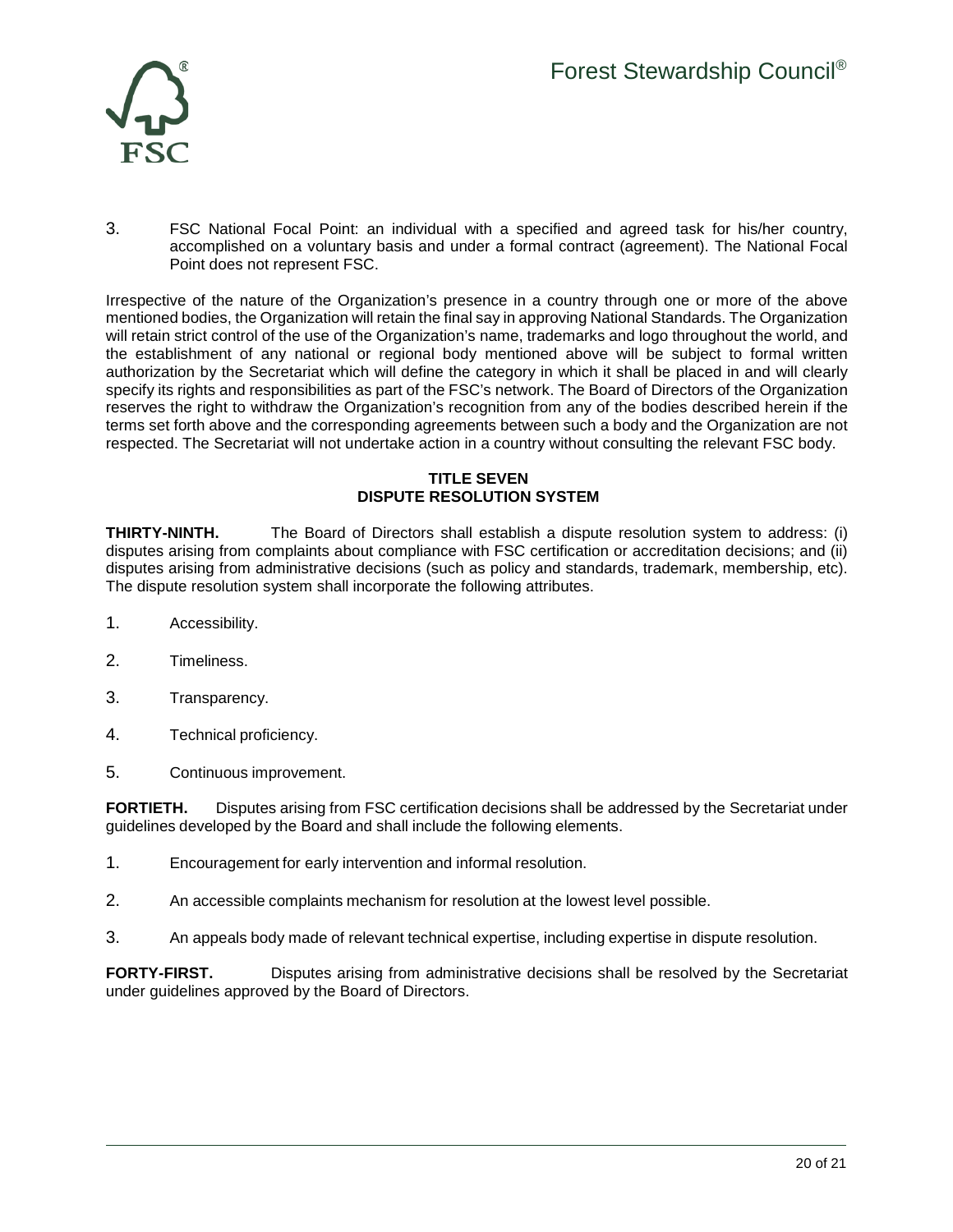3. FSC National Focal Point: an individual with a specified and agreed task for his/her country, accomplished on a voluntary basis and under a formal contract (agreement). The National Focal Point does not represent FSC.

Irrespective of the nature of the Organization's presence in a country through one or more of the above mentioned bodies, the Organization will retain the final say in approving National Standards. The Organization will retain strict control of the use of the Organization's name, trademarks and logo throughout the world, and the establishment of any national or regional body mentioned above will be subject to formal written authorization by the Secretariat which will define the category in which it shall be placed in and will clearly specify its rights and responsibilities as part of the FSC's network. The Board of Directors of the Organization reserves the right to withdraw the Organization's recognition from any of the bodies described herein if the terms set forth above and the corresponding agreements between such a body and the Organization are not respected. The Secretariat will not undertake action in a country without consulting the relevant FSC body.

## TITLE SEVEN
## DISPUTE RESOLUTION SYSTEM

**THIRTY-NINTH.** The Board of Directors shall establish a dispute resolution system to address: (i) disputes arising from complaints about compliance with FSC certification or accreditation decisions; and (ii) disputes arising from administrative decisions (such as policy and standards, trademark, membership, etc). The dispute resolution system shall incorporate the following attributes.

1. Accessibility.
2. Timeliness.
3. Transparency.
4. Technical proficiency.
5. Continuous improvement.

**FORTIETH.** Disputes arising from FSC certification decisions shall be addressed by the Secretariat under guidelines developed by the Board and shall include the following elements.

1. Encouragement for early intervention and informal resolution.
2. An accessible complaints mechanism for resolution at the lowest level possible.
3. An appeals body made of relevant technical expertise, including expertise in dispute resolution.

**FORTY-FIRST.** Disputes arising from administrative decisions shall be resolved by the Secretariat under guidelines approved by the Board of Directors.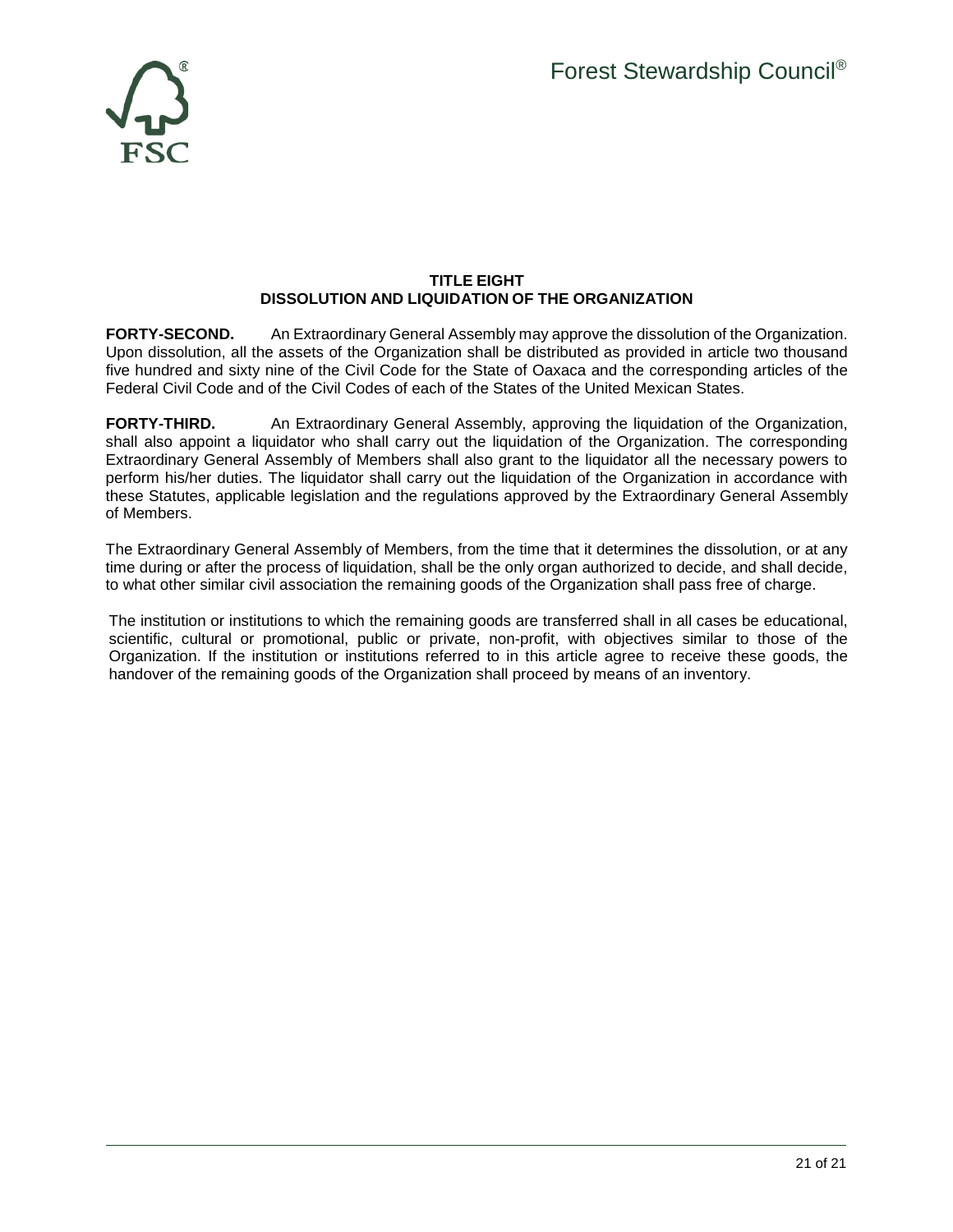## TITLE EIGHT
## DISSOLUTION AND LIQUIDATION OF THE ORGANIZATION

**FORTY-SECOND.** An Extraordinary General Assembly may approve the dissolution of the Organization. Upon dissolution, all the assets of the Organization shall be distributed as provided in article two thousand five hundred and sixty nine of the Civil Code for the State of Oaxaca and the corresponding articles of the Federal Civil Code and of the Civil Codes of each of the States of the United Mexican States.

**FORTY-THIRD.** An Extraordinary General Assembly, approving the liquidation of the Organization, shall also appoint a liquidator who shall carry out the liquidation of the Organization. The corresponding Extraordinary General Assembly of Members shall also grant to the liquidator all the necessary powers to perform his/her duties. The liquidator shall carry out the liquidation of the Organization in accordance with these Statutes, applicable legislation and the regulations approved by the Extraordinary General Assembly of Members.

The Extraordinary General Assembly of Members, from the time that it determines the dissolution, or at any time during or after the process of liquidation, shall be the only organ authorized to decide, and shall decide, to what other similar civil association the remaining goods of the Organization shall pass free of charge.

The institution or institutions to which the remaining goods are transferred shall in all cases be educational, scientific, cultural or promotional, public or private, non-profit, with objectives similar to those of the Organization. If the institution or institutions referred to in this article agree to receive these goods, the handover of the remaining goods of the Organization shall proceed by means of an inventory.